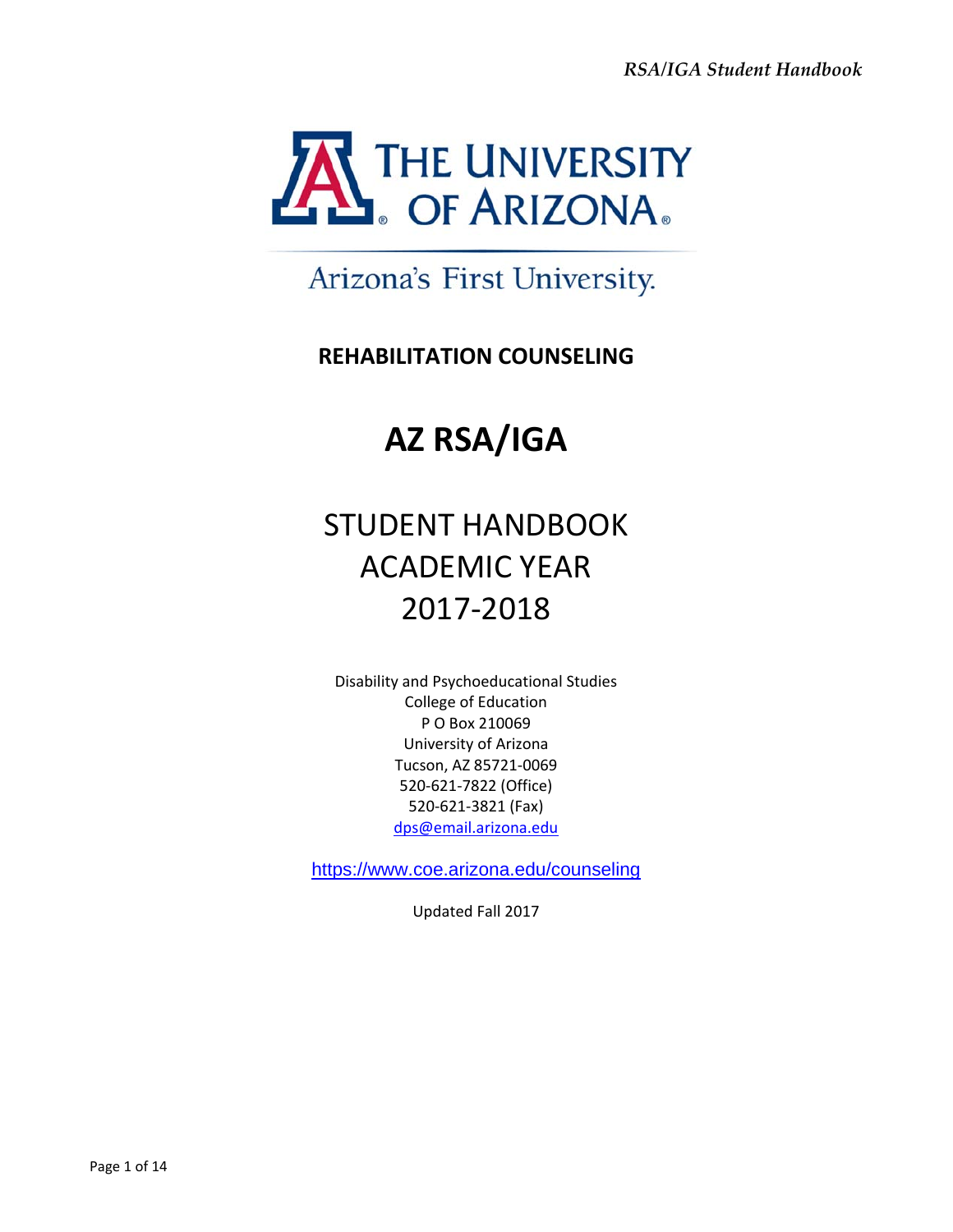THE UNIVERSITY OF ARIZONA

Arizona's First University.

**REHABILITATION COUNSELING**

# AZ RSA/IGA

## STUDENT HANDBOOK ACADEMIC YEAR 2017-2018

Disability and Psychoeducational Studies
College of Education
P O Box 210069
University of Arizona
Tucson, AZ 85721-0069
520-621-7822 (Office)
520-621-3821 (Fax)
dps@email.arizona.edu

https://www.coe.arizona.edu/counseling

Updated Fall 2017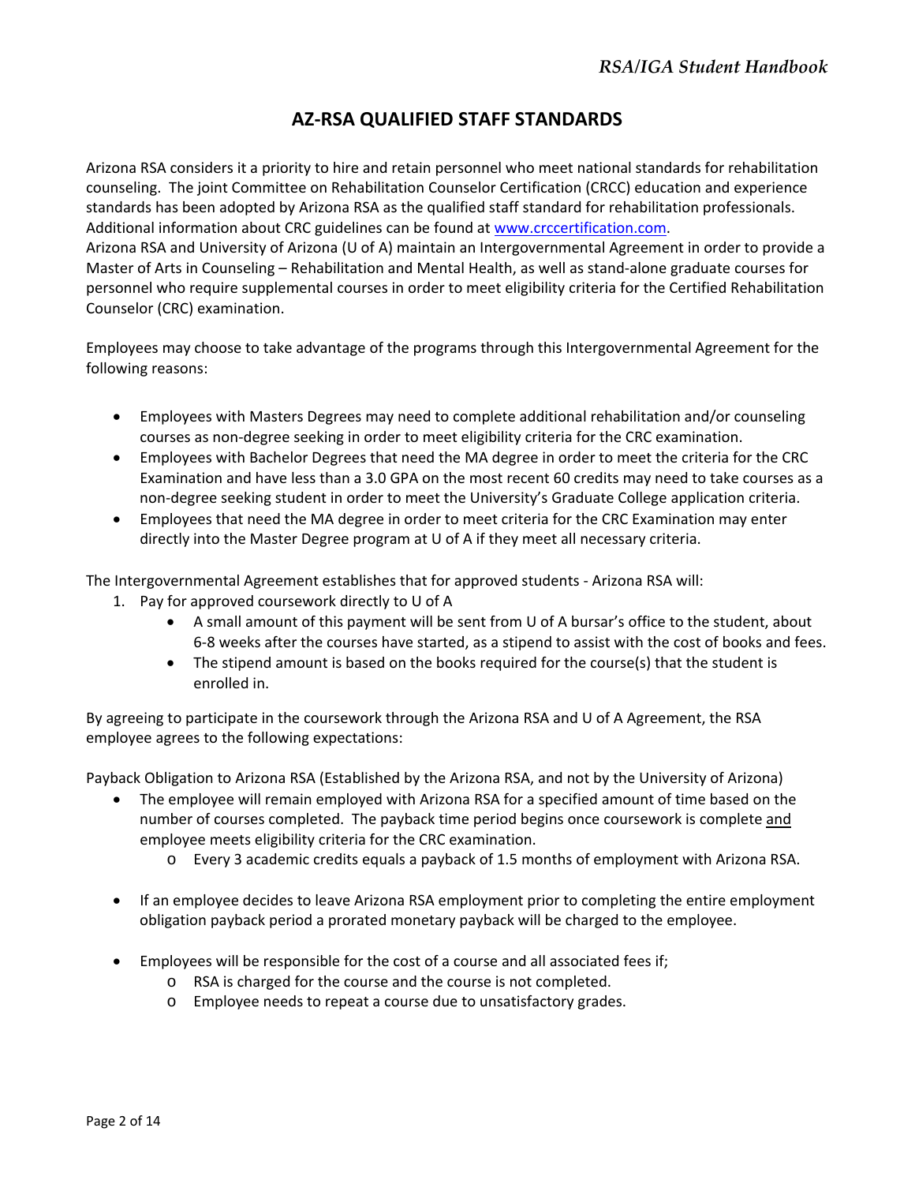# AZ-RSA QUALIFIED STAFF STANDARDS

Arizona RSA considers it a priority to hire and retain personnel who meet national standards for rehabilitation counseling. The joint Committee on Rehabilitation Counselor Certification (CRCC) education and experience standards has been adopted by Arizona RSA as the qualified staff standard for rehabilitation professionals. Additional information about CRC guidelines can be found at [www.crccertification.com](http://www.crccertification.com).
Arizona RSA and University of Arizona (U of A) maintain an Intergovernmental Agreement in order to provide a Master of Arts in Counseling – Rehabilitation and Mental Health, as well as stand-alone graduate courses for personnel who require supplemental courses in order to meet eligibility criteria for the Certified Rehabilitation Counselor (CRC) examination.

Employees may choose to take advantage of the programs through this Intergovernmental Agreement for the following reasons:

- Employees with Masters Degrees may need to complete additional rehabilitation and/or counseling courses as non-degree seeking in order to meet eligibility criteria for the CRC examination.
- Employees with Bachelor Degrees that need the MA degree in order to meet the criteria for the CRC Examination and have less than a 3.0 GPA on the most recent 60 credits may need to take courses as a non-degree seeking student in order to meet the University's Graduate College application criteria.
- Employees that need the MA degree in order to meet criteria for the CRC Examination may enter directly into the Master Degree program at U of A if they meet all necessary criteria.

The Intergovernmental Agreement establishes that for approved students - Arizona RSA will:

1. Pay for approved coursework directly to U of A
   - A small amount of this payment will be sent from U of A bursar's office to the student, about 6-8 weeks after the courses have started, as a stipend to assist with the cost of books and fees.
   - The stipend amount is based on the books required for the course(s) that the student is enrolled in.

By agreeing to participate in the coursework through the Arizona RSA and U of A Agreement, the RSA employee agrees to the following expectations:

Payback Obligation to Arizona RSA (Established by the Arizona RSA, and not by the University of Arizona)

- The employee will remain employed with Arizona RSA for a specified amount of time based on the number of courses completed. The payback time period begins once coursework is complete <u>and</u> employee meets eligibility criteria for the CRC examination.
  - Every 3 academic credits equals a payback of 1.5 months of employment with Arizona RSA.

- If an employee decides to leave Arizona RSA employment prior to completing the entire employment obligation payback period a prorated monetary payback will be charged to the employee.

- Employees will be responsible for the cost of a course and all associated fees if;
  - RSA is charged for the course and the course is not completed.
  - Employee needs to repeat a course due to unsatisfactory grades.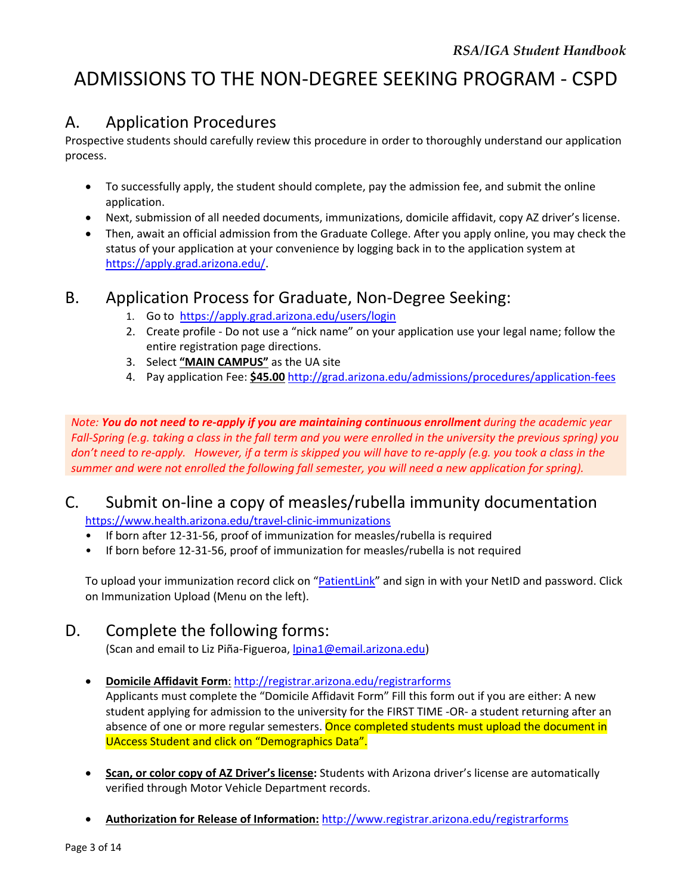# ADMISSIONS TO THE NON-DEGREE SEEKING PROGRAM - CSPD

## A. Application Procedures

Prospective students should carefully review this procedure in order to thoroughly understand our application process.

- To successfully apply, the student should complete, pay the admission fee, and submit the online application.
- Next, submission of all needed documents, immunizations, domicile affidavit, copy AZ driver's license.
- Then, await an official admission from the Graduate College. After you apply online, you may check the status of your application at your convenience by logging back in to the application system at https://apply.grad.arizona.edu/.

## B. Application Process for Graduate, Non-Degree Seeking:

1. Go to https://apply.grad.arizona.edu/users/login
2. Create profile - Do not use a "nick name" on your application use your legal name; follow the entire registration page directions.
3. Select **"MAIN CAMPUS"** as the UA site
4. Pay application Fee: **$45.00** http://grad.arizona.edu/admissions/procedures/application-fees

*Note: **You do not need to re-apply if you are maintaining continuous enrollment** during the academic year Fall-Spring (e.g. taking a class in the fall term and you were enrolled in the university the previous spring) you don't need to re-apply. However, if a term is skipped you will have to re-apply (e.g. you took a class in the summer and were not enrolled the following fall semester, you will need a new application for spring).*

## C. Submit on-line a copy of measles/rubella immunity documentation

https://www.health.arizona.edu/travel-clinic-immunizations

- If born after 12-31-56, proof of immunization for measles/rubella is required
- If born before 12-31-56, proof of immunization for measles/rubella is not required

To upload your immunization record click on "PatientLink" and sign in with your NetID and password. Click on Immunization Upload (Menu on the left).

## D. Complete the following forms:

(Scan and email to Liz Piña-Figueroa, lpina1@email.arizona.edu)

- **Domicile Affidavit Form**: http://registrar.arizona.edu/registrarforms
  Applicants must complete the "Domicile Affidavit Form" Fill this form out if you are either: A new student applying for admission to the university for the FIRST TIME -OR- a student returning after an absence of one or more regular semesters. Once completed students must upload the document in UAccess Student and click on "Demographics Data".

- **Scan, or color copy of AZ Driver's license:** Students with Arizona driver's license are automatically verified through Motor Vehicle Department records.

- **Authorization for Release of Information:** http://www.registrar.arizona.edu/registrarforms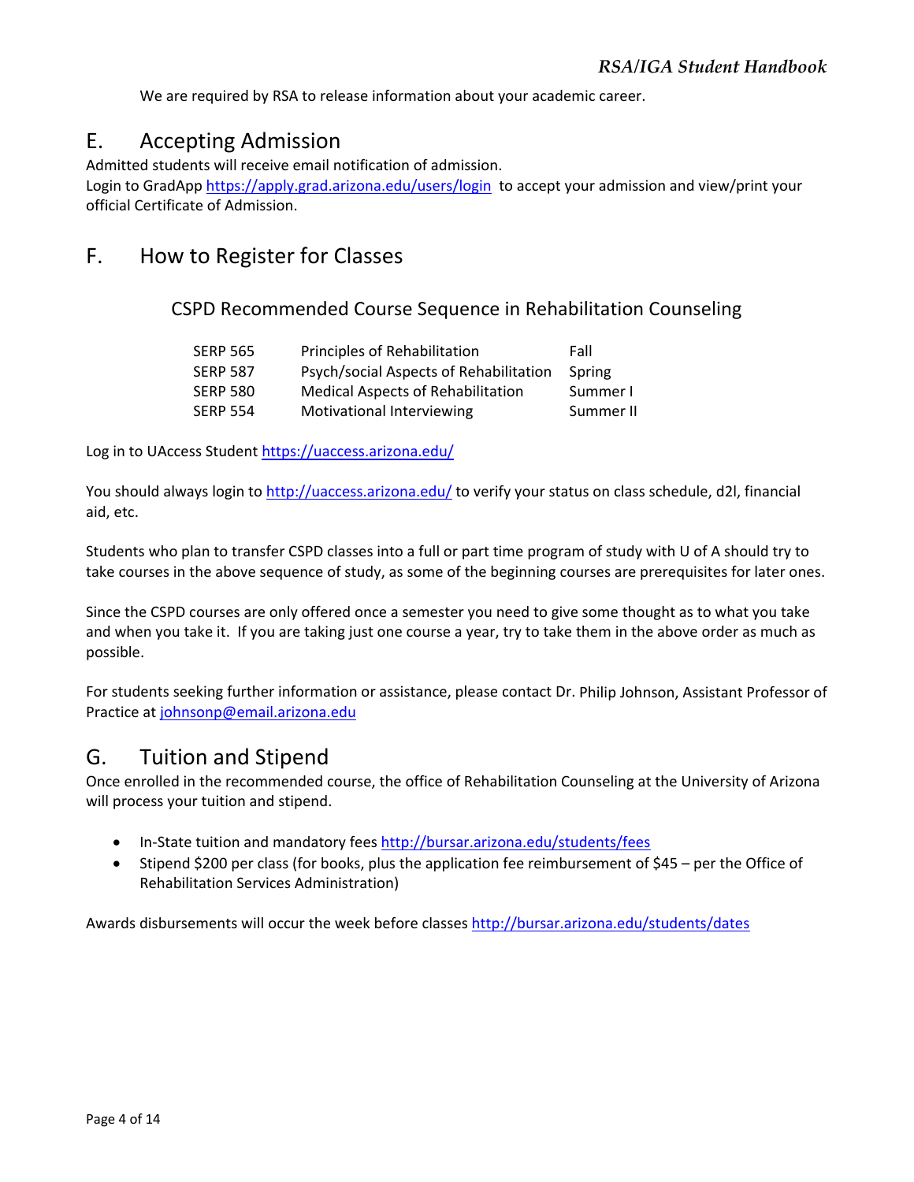We are required by RSA to release information about your academic career.

## E. Accepting Admission

Admitted students will receive email notification of admission.
Login to GradApp https://apply.grad.arizona.edu/users/login to accept your admission and view/print your official Certificate of Admission.

## F. How to Register for Classes

### CSPD Recommended Course Sequence in Rehabilitation Counseling

| | | |
|---|---|---|
| SERP 565 | Principles of Rehabilitation | Fall |
| SERP 587 | Psych/social Aspects of Rehabilitation | Spring |
| SERP 580 | Medical Aspects of Rehabilitation | Summer I |
| SERP 554 | Motivational Interviewing | Summer II |

Log in to UAccess Student https://uaccess.arizona.edu/

You should always login to http://uaccess.arizona.edu/ to verify your status on class schedule, d2l, financial aid, etc.

Students who plan to transfer CSPD classes into a full or part time program of study with U of A should try to take courses in the above sequence of study, as some of the beginning courses are prerequisites for later ones.

Since the CSPD courses are only offered once a semester you need to give some thought as to what you take and when you take it. If you are taking just one course a year, try to take them in the above order as much as possible.

For students seeking further information or assistance, please contact Dr. Philip Johnson, Assistant Professor of Practice at johnsonp@email.arizona.edu

## G. Tuition and Stipend

Once enrolled in the recommended course, the office of Rehabilitation Counseling at the University of Arizona will process your tuition and stipend.

- In-State tuition and mandatory fees http://bursar.arizona.edu/students/fees
- Stipend $200 per class (for books, plus the application fee reimbursement of $45 – per the Office of Rehabilitation Services Administration)

Awards disbursements will occur the week before classes http://bursar.arizona.edu/students/dates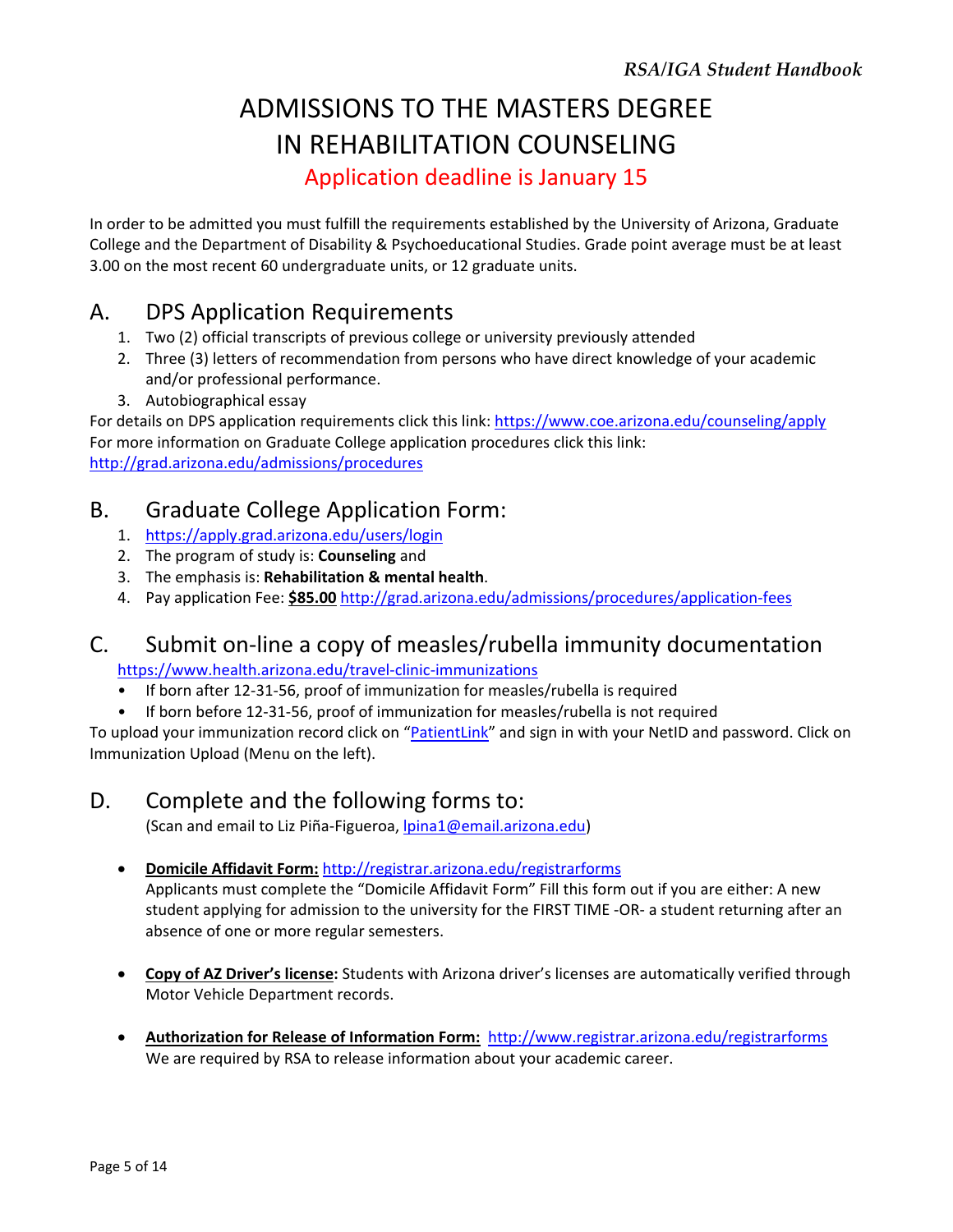# ADMISSIONS TO THE MASTERS DEGREE IN REHABILITATION COUNSELING

## Application deadline is January 15

In order to be admitted you must fulfill the requirements established by the University of Arizona, Graduate College and the Department of Disability & Psychoeducational Studies. Grade point average must be at least 3.00 on the most recent 60 undergraduate units, or 12 graduate units.

## A. DPS Application Requirements

1. Two (2) official transcripts of previous college or university previously attended
2. Three (3) letters of recommendation from persons who have direct knowledge of your academic and/or professional performance.
3. Autobiographical essay

For details on DPS application requirements click this link: https://www.coe.arizona.edu/counseling/apply
For more information on Graduate College application procedures click this link: http://grad.arizona.edu/admissions/procedures

## B. Graduate College Application Form:

1. https://apply.grad.arizona.edu/users/login
2. The program of study is: **Counseling** and
3. The emphasis is: **Rehabilitation & mental health**.
4. Pay application Fee: **$85.00** http://grad.arizona.edu/admissions/procedures/application-fees

## C. Submit on-line a copy of measles/rubella immunity documentation

https://www.health.arizona.edu/travel-clinic-immunizations

- If born after 12-31-56, proof of immunization for measles/rubella is required
- If born before 12-31-56, proof of immunization for measles/rubella is not required

To upload your immunization record click on "PatientLink" and sign in with your NetID and password. Click on Immunization Upload (Menu on the left).

## D. Complete and the following forms to:

(Scan and email to Liz Piña-Figueroa, lpina1@email.arizona.edu)

- **Domicile Affidavit Form:** http://registrar.arizona.edu/registrarforms
  Applicants must complete the "Domicile Affidavit Form" Fill this form out if you are either: A new student applying for admission to the university for the FIRST TIME -OR- a student returning after an absence of one or more regular semesters.

- **Copy of AZ Driver's license:** Students with Arizona driver's licenses are automatically verified through Motor Vehicle Department records.

- **Authorization for Release of Information Form:** http://www.registrar.arizona.edu/registrarforms
  We are required by RSA to release information about your academic career.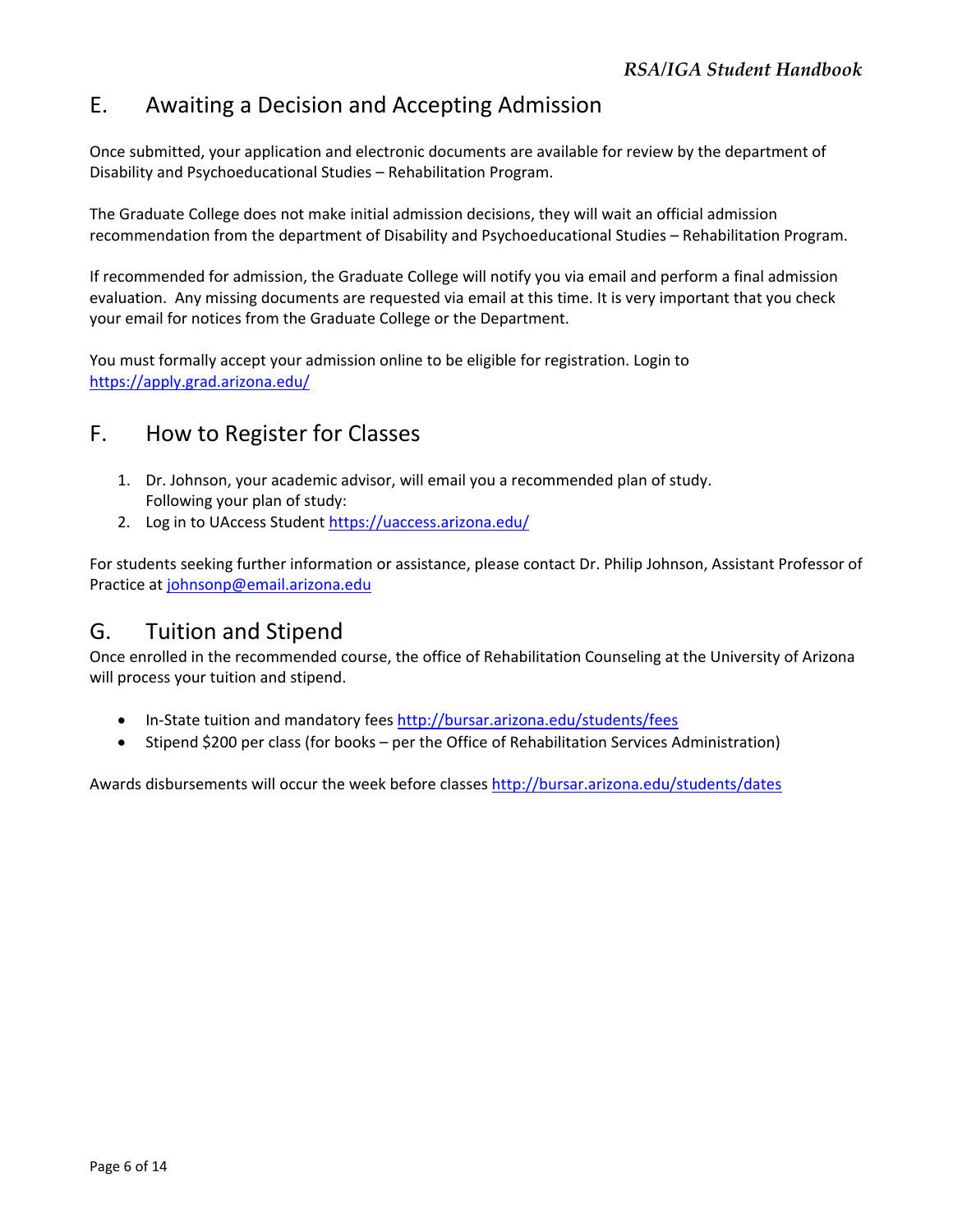## E. Awaiting a Decision and Accepting Admission

Once submitted, your application and electronic documents are available for review by the department of Disability and Psychoeducational Studies – Rehabilitation Program.

The Graduate College does not make initial admission decisions, they will wait an official admission recommendation from the department of Disability and Psychoeducational Studies – Rehabilitation Program.

If recommended for admission, the Graduate College will notify you via email and perform a final admission evaluation. Any missing documents are requested via email at this time. It is very important that you check your email for notices from the Graduate College or the Department.

You must formally accept your admission online to be eligible for registration. Login to https://apply.grad.arizona.edu/

## F. How to Register for Classes

1. Dr. Johnson, your academic advisor, will email you a recommended plan of study. Following your plan of study:
2. Log in to UAccess Student https://uaccess.arizona.edu/

For students seeking further information or assistance, please contact Dr. Philip Johnson, Assistant Professor of Practice at johnsonp@email.arizona.edu

## G. Tuition and Stipend

Once enrolled in the recommended course, the office of Rehabilitation Counseling at the University of Arizona will process your tuition and stipend.

- In-State tuition and mandatory fees http://bursar.arizona.edu/students/fees
- Stipend $200 per class (for books – per the Office of Rehabilitation Services Administration)

Awards disbursements will occur the week before classes http://bursar.arizona.edu/students/dates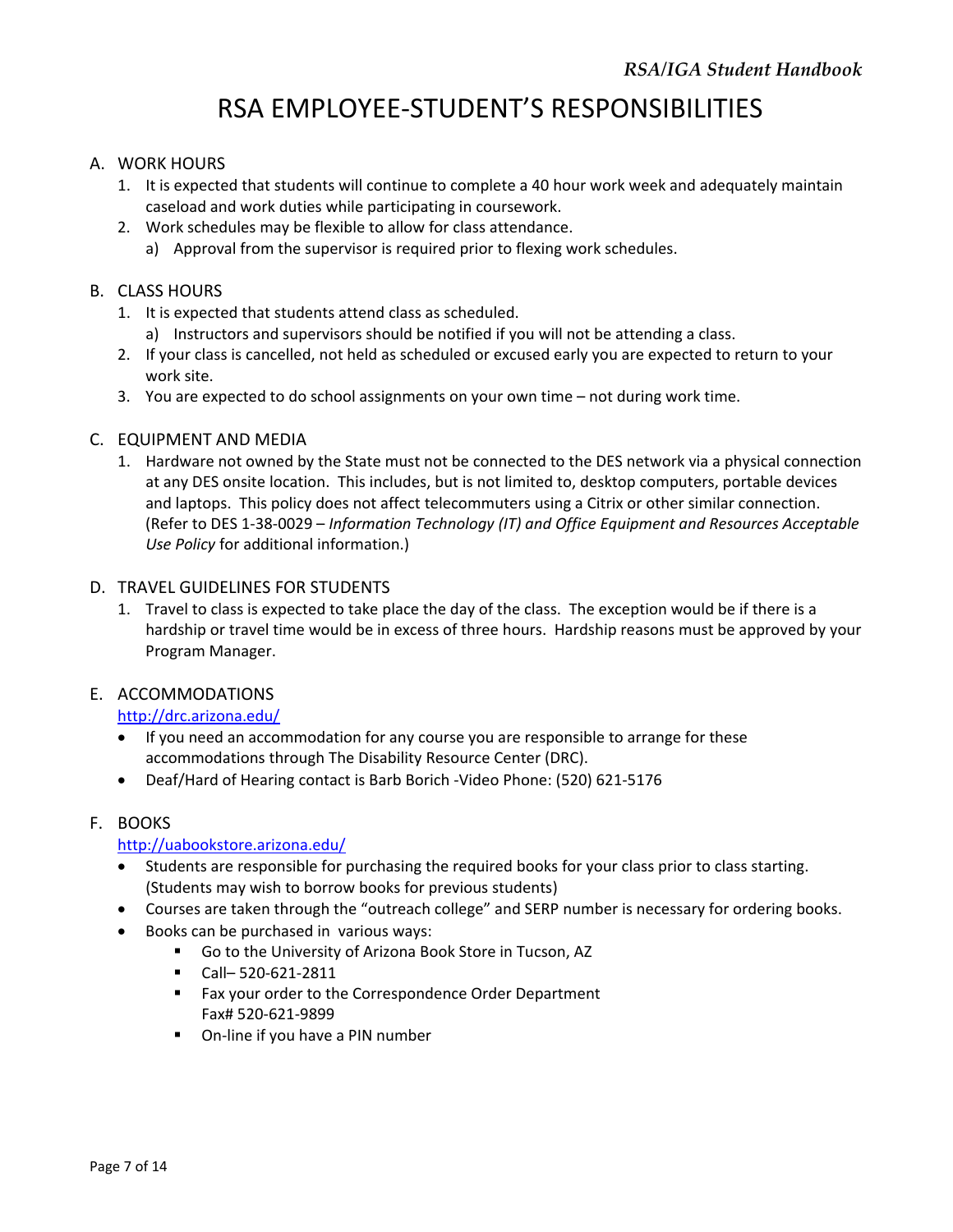# RSA EMPLOYEE-STUDENT'S RESPONSIBILITIES

A. WORK HOURS

1. It is expected that students will continue to complete a 40 hour work week and adequately maintain caseload and work duties while participating in coursework.
2. Work schedules may be flexible to allow for class attendance.
   a) Approval from the supervisor is required prior to flexing work schedules.

B. CLASS HOURS

1. It is expected that students attend class as scheduled.
   a) Instructors and supervisors should be notified if you will not be attending a class.
2. If your class is cancelled, not held as scheduled or excused early you are expected to return to your work site.
3. You are expected to do school assignments on your own time – not during work time.

C. EQUIPMENT AND MEDIA

1. Hardware not owned by the State must not be connected to the DES network via a physical connection at any DES onsite location. This includes, but is not limited to, desktop computers, portable devices and laptops. This policy does not affect telecommuters using a Citrix or other similar connection. (Refer to DES 1-38-0029 – *Information Technology (IT) and Office Equipment and Resources Acceptable Use Policy* for additional information.)

D. TRAVEL GUIDELINES FOR STUDENTS

1. Travel to class is expected to take place the day of the class. The exception would be if there is a hardship or travel time would be in excess of three hours. Hardship reasons must be approved by your Program Manager.

E. ACCOMMODATIONS

http://drc.arizona.edu/

- If you need an accommodation for any course you are responsible to arrange for these accommodations through The Disability Resource Center (DRC).
- Deaf/Hard of Hearing contact is Barb Borich -Video Phone: (520) 621-5176

F. BOOKS

http://uabookstore.arizona.edu/

- Students are responsible for purchasing the required books for your class prior to class starting. (Students may wish to borrow books for previous students)
- Courses are taken through the "outreach college" and SERP number is necessary for ordering books.
- Books can be purchased in various ways:
  - Go to the University of Arizona Book Store in Tucson, AZ
  - Call– 520-621-2811
  - Fax your order to the Correspondence Order Department
    Fax# 520-621-9899
  - On-line if you have a PIN number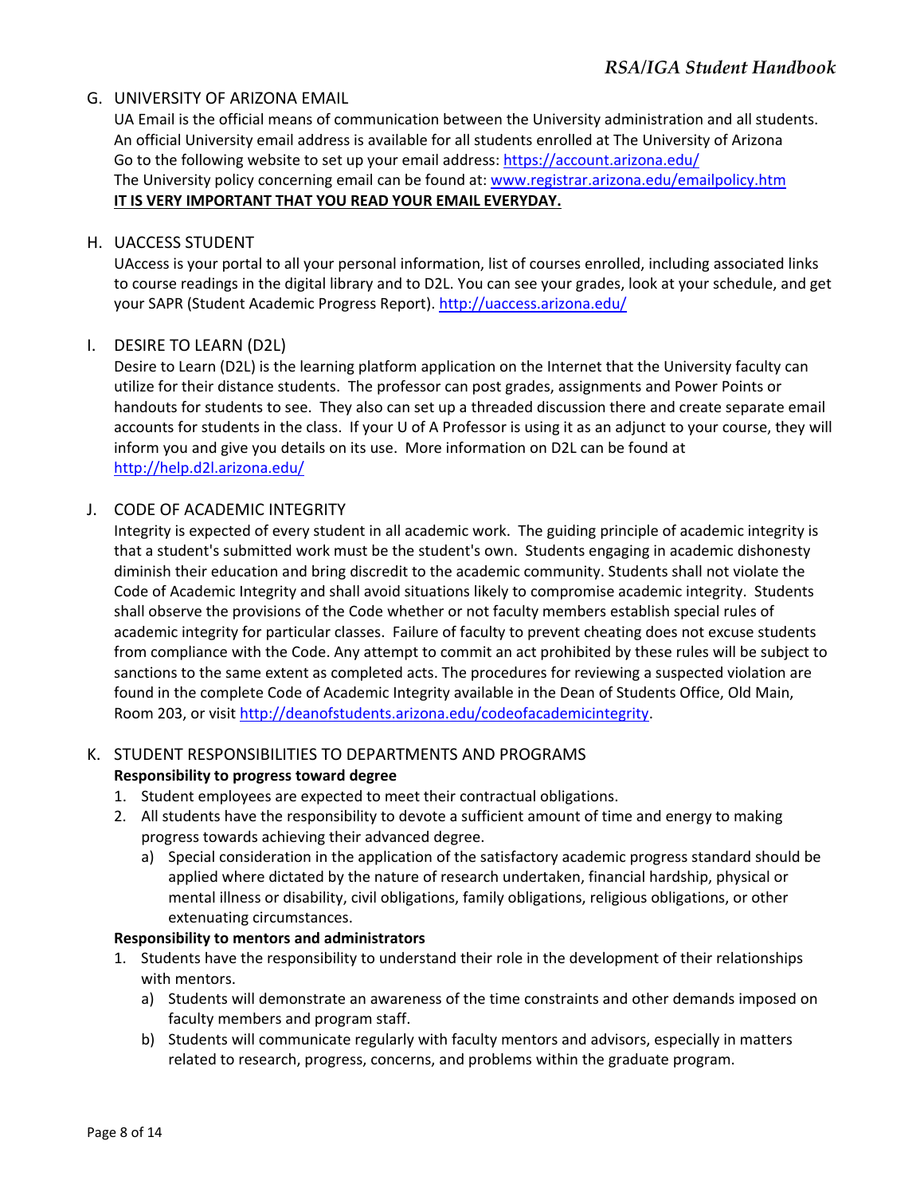## G. UNIVERSITY OF ARIZONA EMAIL

UA Email is the official means of communication between the University administration and all students. An official University email address is available for all students enrolled at The University of Arizona Go to the following website to set up your email address: https://account.arizona.edu/
The University policy concerning email can be found at: www.registrar.arizona.edu/emailpolicy.htm
**IT IS VERY IMPORTANT THAT YOU READ YOUR EMAIL EVERYDAY.**

## H. UACCESS STUDENT

UAccess is your portal to all your personal information, list of courses enrolled, including associated links to course readings in the digital library and to D2L. You can see your grades, look at your schedule, and get your SAPR (Student Academic Progress Report). http://uaccess.arizona.edu/

## I. DESIRE TO LEARN (D2L)

Desire to Learn (D2L) is the learning platform application on the Internet that the University faculty can utilize for their distance students. The professor can post grades, assignments and Power Points or handouts for students to see. They also can set up a threaded discussion there and create separate email accounts for students in the class. If your U of A Professor is using it as an adjunct to your course, they will inform you and give you details on its use. More information on D2L can be found at http://help.d2l.arizona.edu/

## J. CODE OF ACADEMIC INTEGRITY

Integrity is expected of every student in all academic work. The guiding principle of academic integrity is that a student's submitted work must be the student's own. Students engaging in academic dishonesty diminish their education and bring discredit to the academic community. Students shall not violate the Code of Academic Integrity and shall avoid situations likely to compromise academic integrity. Students shall observe the provisions of the Code whether or not faculty members establish special rules of academic integrity for particular classes. Failure of faculty to prevent cheating does not excuse students from compliance with the Code. Any attempt to commit an act prohibited by these rules will be subject to sanctions to the same extent as completed acts. The procedures for reviewing a suspected violation are found in the complete Code of Academic Integrity available in the Dean of Students Office, Old Main, Room 203, or visit http://deanofstudents.arizona.edu/codeofacademicintegrity.

## K. STUDENT RESPONSIBILITIES TO DEPARTMENTS AND PROGRAMS

**Responsibility to progress toward degree**

1. Student employees are expected to meet their contractual obligations.
2. All students have the responsibility to devote a sufficient amount of time and energy to making progress towards achieving their advanced degree.
    a) Special consideration in the application of the satisfactory academic progress standard should be applied where dictated by the nature of research undertaken, financial hardship, physical or mental illness or disability, civil obligations, family obligations, religious obligations, or other extenuating circumstances.

**Responsibility to mentors and administrators**

1. Students have the responsibility to understand their role in the development of their relationships with mentors.
    a) Students will demonstrate an awareness of the time constraints and other demands imposed on faculty members and program staff.
    b) Students will communicate regularly with faculty mentors and advisors, especially in matters related to research, progress, concerns, and problems within the graduate program.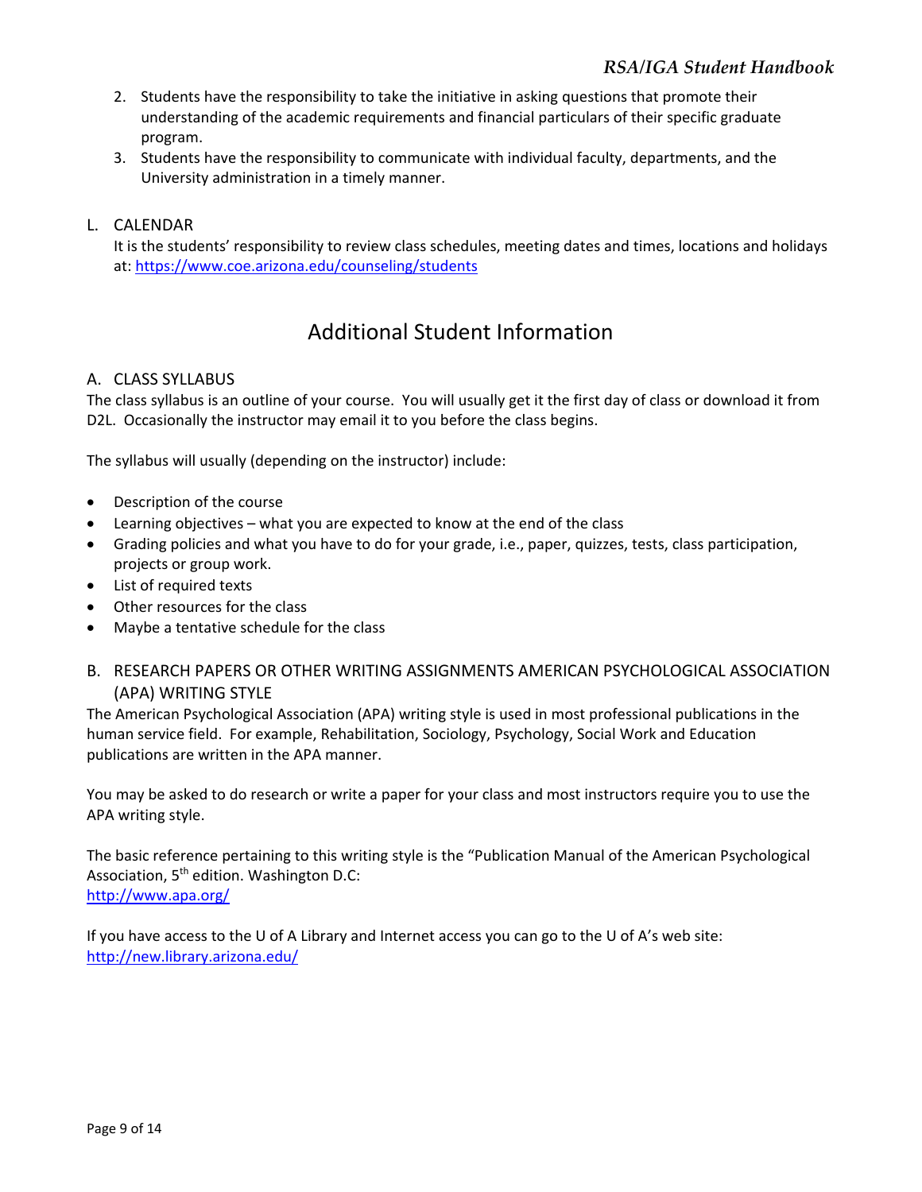2. Students have the responsibility to take the initiative in asking questions that promote their understanding of the academic requirements and financial particulars of their specific graduate program.
3. Students have the responsibility to communicate with individual faculty, departments, and the University administration in a timely manner.

### L. CALENDAR

It is the students' responsibility to review class schedules, meeting dates and times, locations and holidays at: https://www.coe.arizona.edu/counseling/students

## Additional Student Information

### A. CLASS SYLLABUS

The class syllabus is an outline of your course. You will usually get it the first day of class or download it from D2L. Occasionally the instructor may email it to you before the class begins.

The syllabus will usually (depending on the instructor) include:

- Description of the course
- Learning objectives – what you are expected to know at the end of the class
- Grading policies and what you have to do for your grade, i.e., paper, quizzes, tests, class participation, projects or group work.
- List of required texts
- Other resources for the class
- Maybe a tentative schedule for the class

### B. RESEARCH PAPERS OR OTHER WRITING ASSIGNMENTS AMERICAN PSYCHOLOGICAL ASSOCIATION (APA) WRITING STYLE

The American Psychological Association (APA) writing style is used in most professional publications in the human service field. For example, Rehabilitation, Sociology, Psychology, Social Work and Education publications are written in the APA manner.

You may be asked to do research or write a paper for your class and most instructors require you to use the APA writing style.

The basic reference pertaining to this writing style is the "Publication Manual of the American Psychological Association, 5th edition. Washington D.C:
http://www.apa.org/

If you have access to the U of A Library and Internet access you can go to the U of A's web site:
http://new.library.arizona.edu/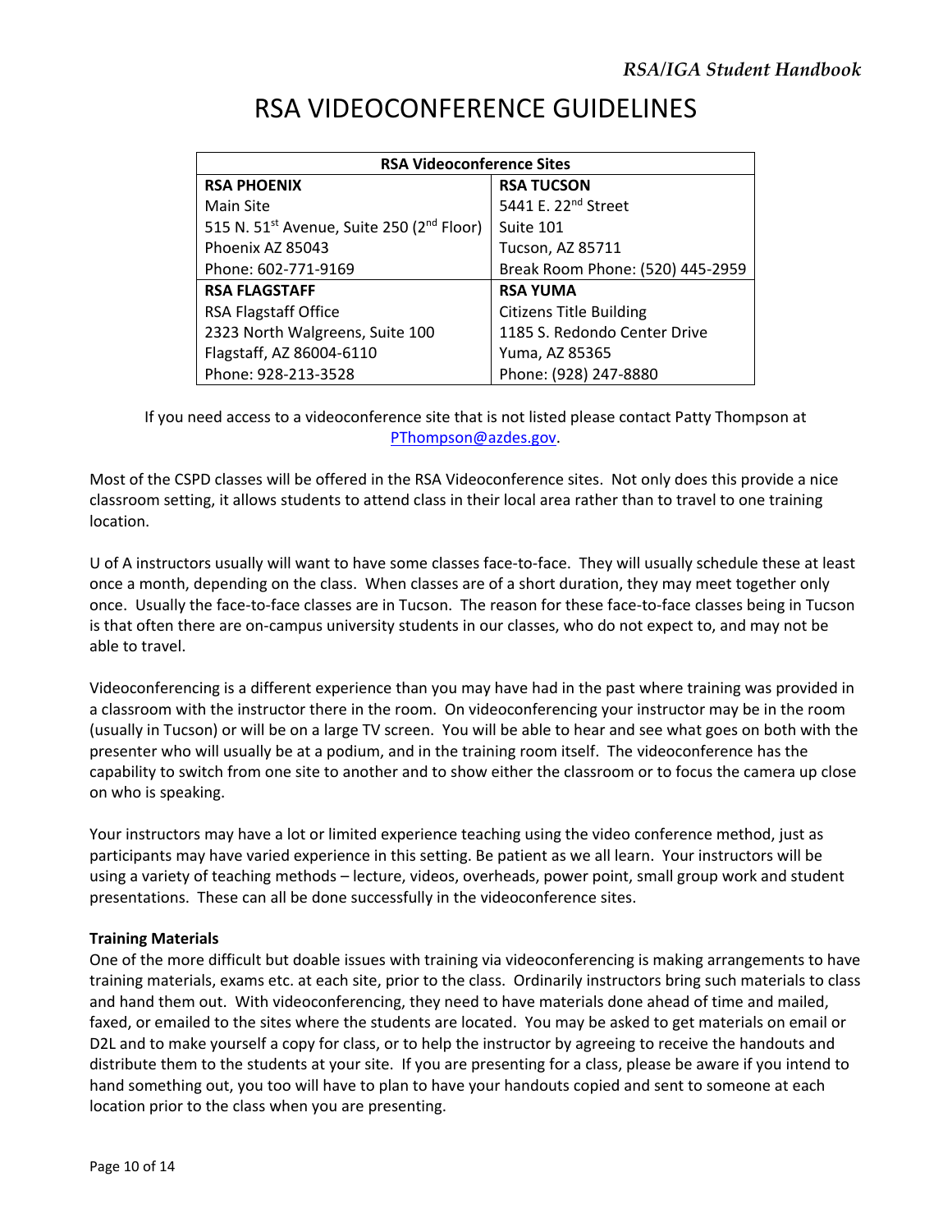# RSA VIDEOCONFERENCE GUIDELINES

| RSA Videoconference Sites | |
|---|---|
| **RSA PHOENIX** | **RSA TUCSON** |
| Main Site | 5441 E. 22nd Street |
| 515 N. 51st Avenue, Suite 250 (2nd Floor) | Suite 101 |
| Phoenix AZ 85043 | Tucson, AZ 85711 |
| Phone: 602-771-9169 | Break Room Phone: (520) 445-2959 |
| **RSA FLAGSTAFF** | **RSA YUMA** |
| RSA Flagstaff Office | Citizens Title Building |
| 2323 North Walgreens, Suite 100 | 1185 S. Redondo Center Drive |
| Flagstaff, AZ 86004-6110 | Yuma, AZ 85365 |
| Phone: 928-213-3528 | Phone: (928) 247-8880 |

If you need access to a videoconference site that is not listed please contact Patty Thompson at PThompson@azdes.gov.

Most of the CSPD classes will be offered in the RSA Videoconference sites. Not only does this provide a nice classroom setting, it allows students to attend class in their local area rather than to travel to one training location.

U of A instructors usually will want to have some classes face-to-face. They will usually schedule these at least once a month, depending on the class. When classes are of a short duration, they may meet together only once. Usually the face-to-face classes are in Tucson. The reason for these face-to-face classes being in Tucson is that often there are on-campus university students in our classes, who do not expect to, and may not be able to travel.

Videoconferencing is a different experience than you may have had in the past where training was provided in a classroom with the instructor there in the room. On videoconferencing your instructor may be in the room (usually in Tucson) or will be on a large TV screen. You will be able to hear and see what goes on both with the presenter who will usually be at a podium, and in the training room itself. The videoconference has the capability to switch from one site to another and to show either the classroom or to focus the camera up close on who is speaking.

Your instructors may have a lot or limited experience teaching using the video conference method, just as participants may have varied experience in this setting. Be patient as we all learn. Your instructors will be using a variety of teaching methods – lecture, videos, overheads, power point, small group work and student presentations. These can all be done successfully in the videoconference sites.

**Training Materials**

One of the more difficult but doable issues with training via videoconferencing is making arrangements to have training materials, exams etc. at each site, prior to the class. Ordinarily instructors bring such materials to class and hand them out. With videoconferencing, they need to have materials done ahead of time and mailed, faxed, or emailed to the sites where the students are located. You may be asked to get materials on email or D2L and to make yourself a copy for class, or to help the instructor by agreeing to receive the handouts and distribute them to the students at your site. If you are presenting for a class, please be aware if you intend to hand something out, you too will have to plan to have your handouts copied and sent to someone at each location prior to the class when you are presenting.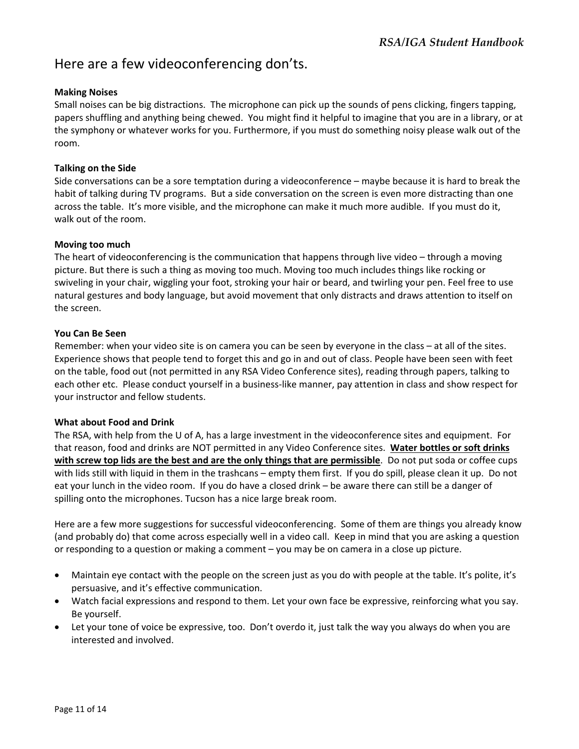## Here are a few videoconferencing don'ts.

**Making Noises**
Small noises can be big distractions. The microphone can pick up the sounds of pens clicking, fingers tapping, papers shuffling and anything being chewed. You might find it helpful to imagine that you are in a library, or at the symphony or whatever works for you. Furthermore, if you must do something noisy please walk out of the room.

**Talking on the Side**
Side conversations can be a sore temptation during a videoconference – maybe because it is hard to break the habit of talking during TV programs. But a side conversation on the screen is even more distracting than one across the table. It's more visible, and the microphone can make it much more audible. If you must do it, walk out of the room.

**Moving too much**
The heart of videoconferencing is the communication that happens through live video – through a moving picture. But there is such a thing as moving too much. Moving too much includes things like rocking or swiveling in your chair, wiggling your foot, stroking your hair or beard, and twirling your pen. Feel free to use natural gestures and body language, but avoid movement that only distracts and draws attention to itself on the screen.

**You Can Be Seen**
Remember: when your video site is on camera you can be seen by everyone in the class – at all of the sites. Experience shows that people tend to forget this and go in and out of class. People have been seen with feet on the table, food out (not permitted in any RSA Video Conference sites), reading through papers, talking to each other etc. Please conduct yourself in a business-like manner, pay attention in class and show respect for your instructor and fellow students.

**What about Food and Drink**
The RSA, with help from the U of A, has a large investment in the videoconference sites and equipment. For that reason, food and drinks are NOT permitted in any Video Conference sites. **Water bottles or soft drinks with screw top lids are the best and are the only things that are permissible**. Do not put soda or coffee cups with lids still with liquid in them in the trashcans – empty them first. If you do spill, please clean it up. Do not eat your lunch in the video room. If you do have a closed drink – be aware there can still be a danger of spilling onto the microphones. Tucson has a nice large break room.

Here are a few more suggestions for successful videoconferencing. Some of them are things you already know (and probably do) that come across especially well in a video call. Keep in mind that you are asking a question or responding to a question or making a comment – you may be on camera in a close up picture.

- Maintain eye contact with the people on the screen just as you do with people at the table. It's polite, it's persuasive, and it's effective communication.
- Watch facial expressions and respond to them. Let your own face be expressive, reinforcing what you say. Be yourself.
- Let your tone of voice be expressive, too. Don't overdo it, just talk the way you always do when you are interested and involved.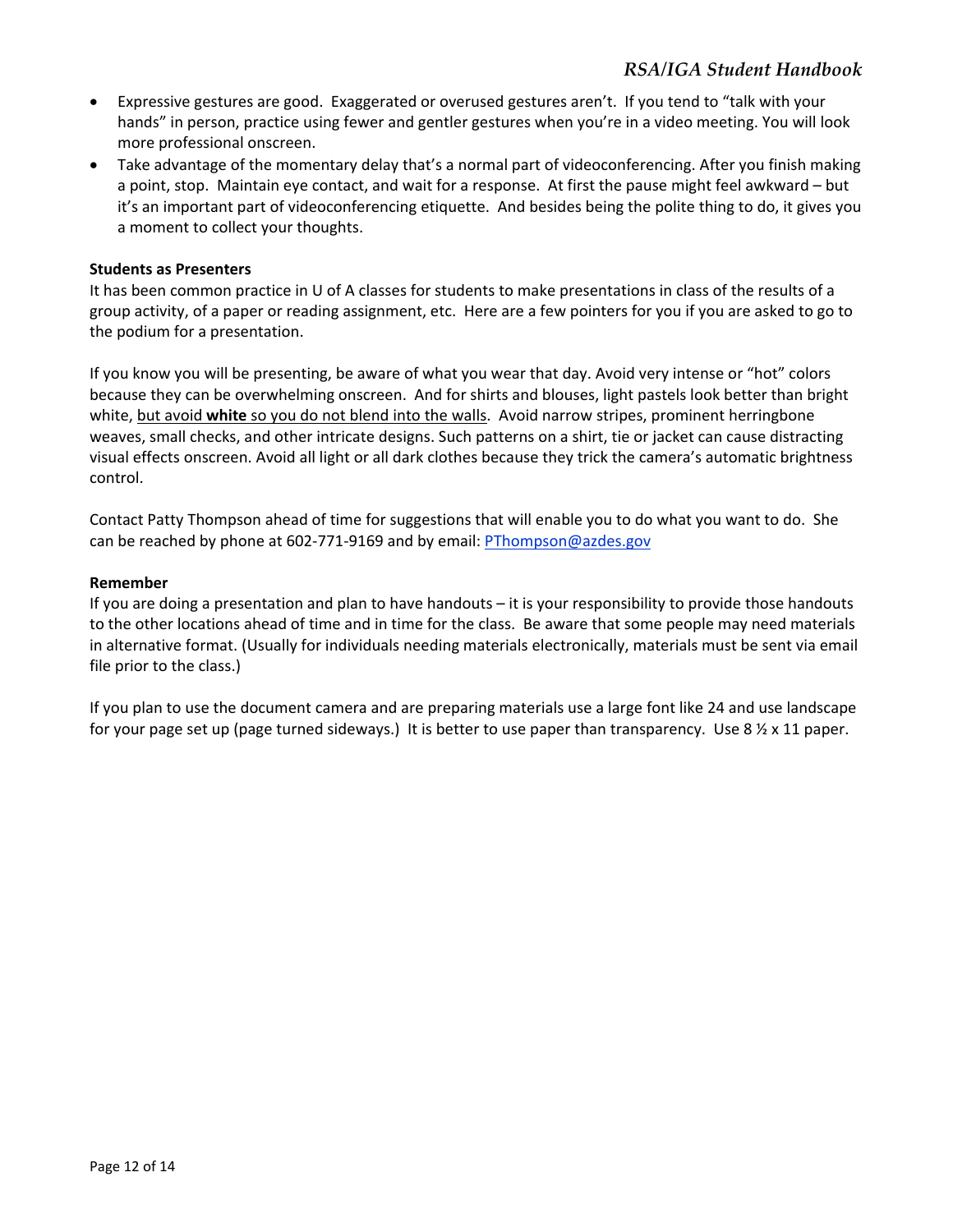- Expressive gestures are good. Exaggerated or overused gestures aren't. If you tend to "talk with your hands" in person, practice using fewer and gentler gestures when you're in a video meeting. You will look more professional onscreen.
- Take advantage of the momentary delay that's a normal part of videoconferencing. After you finish making a point, stop. Maintain eye contact, and wait for a response. At first the pause might feel awkward – but it's an important part of videoconferencing etiquette. And besides being the polite thing to do, it gives you a moment to collect your thoughts.

**Students as Presenters**

It has been common practice in U of A classes for students to make presentations in class of the results of a group activity, of a paper or reading assignment, etc. Here are a few pointers for you if you are asked to go to the podium for a presentation.

If you know you will be presenting, be aware of what you wear that day. Avoid very intense or "hot" colors because they can be overwhelming onscreen. And for shirts and blouses, light pastels look better than bright white, <u>but avoid **white** so you do not blend into the walls</u>. Avoid narrow stripes, prominent herringbone weaves, small checks, and other intricate designs. Such patterns on a shirt, tie or jacket can cause distracting visual effects onscreen. Avoid all light or all dark clothes because they trick the camera's automatic brightness control.

Contact Patty Thompson ahead of time for suggestions that will enable you to do what you want to do. She can be reached by phone at 602-771-9169 and by email: PThompson@azdes.gov

**Remember**

If you are doing a presentation and plan to have handouts – it is your responsibility to provide those handouts to the other locations ahead of time and in time for the class. Be aware that some people may need materials in alternative format. (Usually for individuals needing materials electronically, materials must be sent via email file prior to the class.)

If you plan to use the document camera and are preparing materials use a large font like 24 and use landscape for your page set up (page turned sideways.) It is better to use paper than transparency. Use 8 ½ x 11 paper.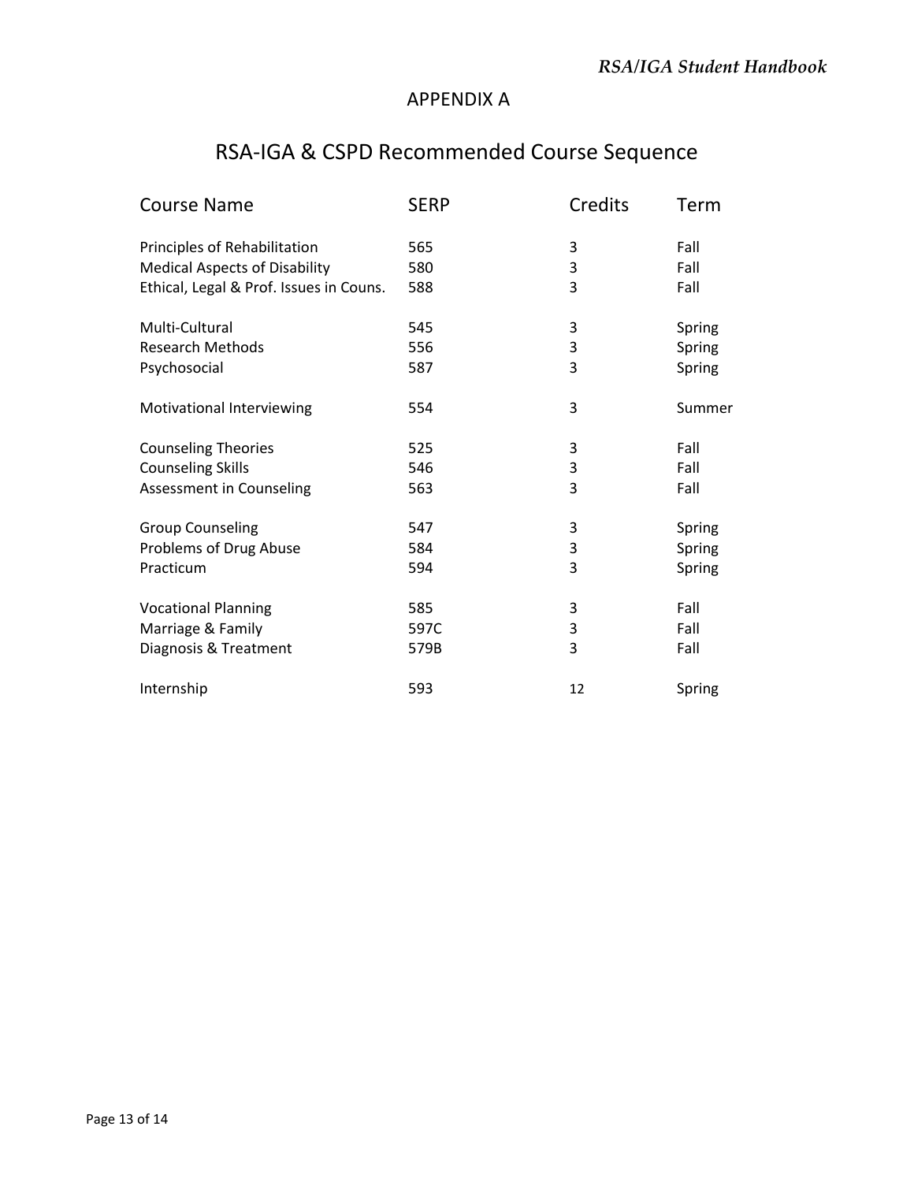## APPENDIX A

# RSA-IGA & CSPD Recommended Course Sequence

| Course Name | SERP | Credits | Term |
|---|---|---|---|
| Principles of Rehabilitation | 565 | 3 | Fall |
| Medical Aspects of Disability | 580 | 3 | Fall |
| Ethical, Legal & Prof. Issues in Couns. | 588 | 3 | Fall |
| | | | |
| Multi-Cultural | 545 | 3 | Spring |
| Research Methods | 556 | 3 | Spring |
| Psychosocial | 587 | 3 | Spring |
| | | | |
| Motivational Interviewing | 554 | 3 | Summer |
| | | | |
| Counseling Theories | 525 | 3 | Fall |
| Counseling Skills | 546 | 3 | Fall |
| Assessment in Counseling | 563 | 3 | Fall |
| | | | |
| Group Counseling | 547 | 3 | Spring |
| Problems of Drug Abuse | 584 | 3 | Spring |
| Practicum | 594 | 3 | Spring |
| | | | |
| Vocational Planning | 585 | 3 | Fall |
| Marriage & Family | 597C | 3 | Fall |
| Diagnosis & Treatment | 579B | 3 | Fall |
| | | | |
| Internship | 593 | 12 | Spring |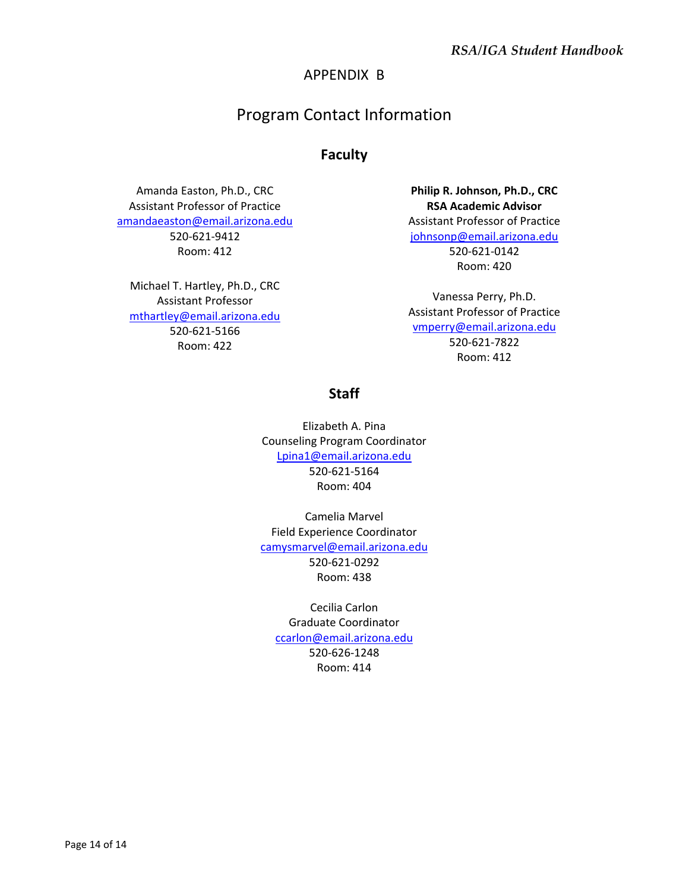# APPENDIX B

## Program Contact Information

### Faculty

Amanda Easton, Ph.D., CRC
Assistant Professor of Practice
amandaeaston@email.arizona.edu
520-621-9412
Room: 412

Michael T. Hartley, Ph.D., CRC
Assistant Professor
mthartley@email.arizona.edu
520-621-5166
Room: 422

**Philip R. Johnson, Ph.D., CRC**
**RSA Academic Advisor**
Assistant Professor of Practice
johnsonp@email.arizona.edu
520-621-0142
Room: 420

Vanessa Perry, Ph.D.
Assistant Professor of Practice
vmperry@email.arizona.edu
520-621-7822
Room: 412

### Staff

Elizabeth A. Pina
Counseling Program Coordinator
Lpina1@email.arizona.edu
520-621-5164
Room: 404

Camelia Marvel
Field Experience Coordinator
camysmarvel@email.arizona.edu
520-621-0292
Room: 438

Cecilia Carlon
Graduate Coordinator
ccarlon@email.arizona.edu
520-626-1248
Room: 414